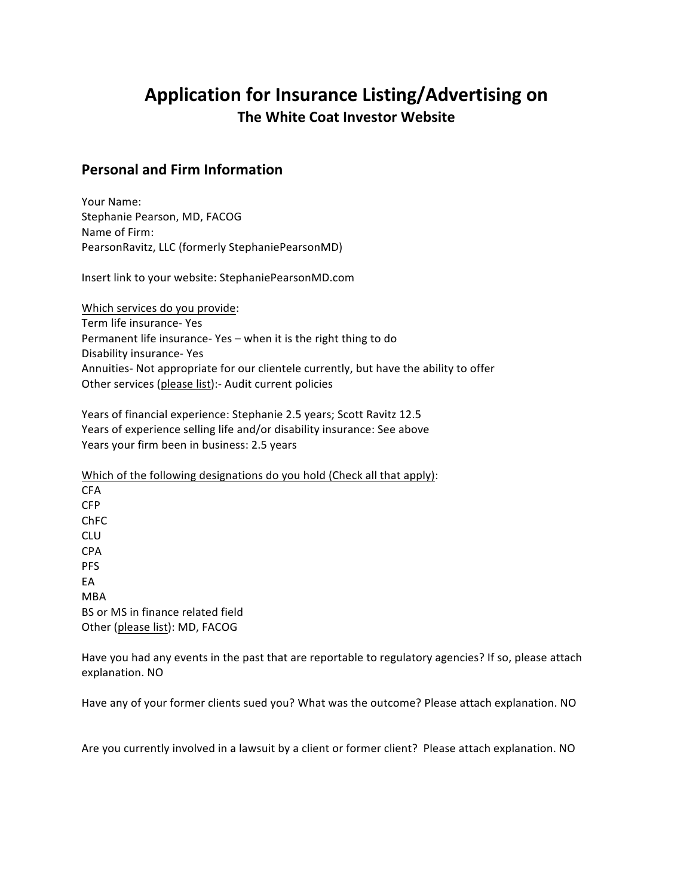# Application for Insurance Listing/Advertising on

## The White Coat Investor Website

### Personal and Firm Information

Your Name:
Stephanie Pearson, MD, FACOG
Name of Firm:
PearsonRavitz, LLC (formerly StephaniePearsonMD)

Insert link to your website: StephaniePearsonMD.com

<u>Which services do you provide</u>:
Term life insurance- Yes
Permanent life insurance- Yes – when it is the right thing to do
Disability insurance- Yes
Annuities- Not appropriate for our clientele currently, but have the ability to offer
Other services (<u>please list</u>):- Audit current policies

Years of financial experience: Stephanie 2.5 years; Scott Ravitz 12.5
Years of experience selling life and/or disability insurance: See above
Years your firm been in business: 2.5 years

<u>Which of the following designations do you hold (Check all that apply)</u>:
CFA
CFP
ChFC
CLU
CPA
PFS
EA
MBA
BS or MS in finance related field
Other (<u>please list</u>): MD, FACOG

Have you had any events in the past that are reportable to regulatory agencies? If so, please attach explanation. NO

Have any of your former clients sued you? What was the outcome? Please attach explanation. NO

Are you currently involved in a lawsuit by a client or former client? Please attach explanation. NO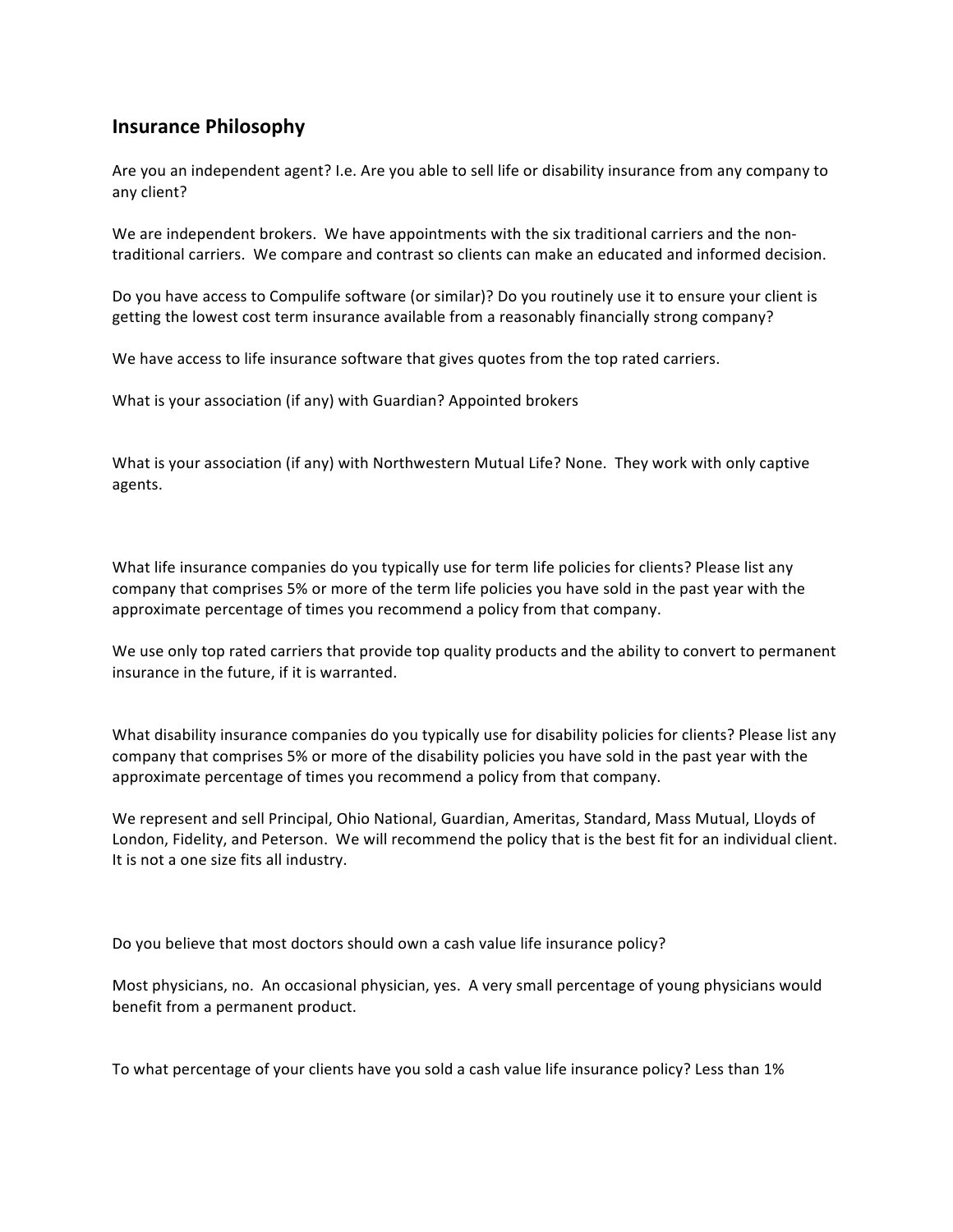## Insurance Philosophy

Are you an independent agent? I.e. Are you able to sell life or disability insurance from any company to any client?

We are independent brokers. We have appointments with the six traditional carriers and the non-traditional carriers. We compare and contrast so clients can make an educated and informed decision.

Do you have access to Compulife software (or similar)? Do you routinely use it to ensure your client is getting the lowest cost term insurance available from a reasonably financially strong company?

We have access to life insurance software that gives quotes from the top rated carriers.

What is your association (if any) with Guardian? Appointed brokers

What is your association (if any) with Northwestern Mutual Life? None. They work with only captive agents.

What life insurance companies do you typically use for term life policies for clients? Please list any company that comprises 5% or more of the term life policies you have sold in the past year with the approximate percentage of times you recommend a policy from that company.

We use only top rated carriers that provide top quality products and the ability to convert to permanent insurance in the future, if it is warranted.

What disability insurance companies do you typically use for disability policies for clients? Please list any company that comprises 5% or more of the disability policies you have sold in the past year with the approximate percentage of times you recommend a policy from that company.

We represent and sell Principal, Ohio National, Guardian, Ameritas, Standard, Mass Mutual, Lloyds of London, Fidelity, and Peterson. We will recommend the policy that is the best fit for an individual client. It is not a one size fits all industry.

Do you believe that most doctors should own a cash value life insurance policy?

Most physicians, no. An occasional physician, yes. A very small percentage of young physicians would benefit from a permanent product.

To what percentage of your clients have you sold a cash value life insurance policy? Less than 1%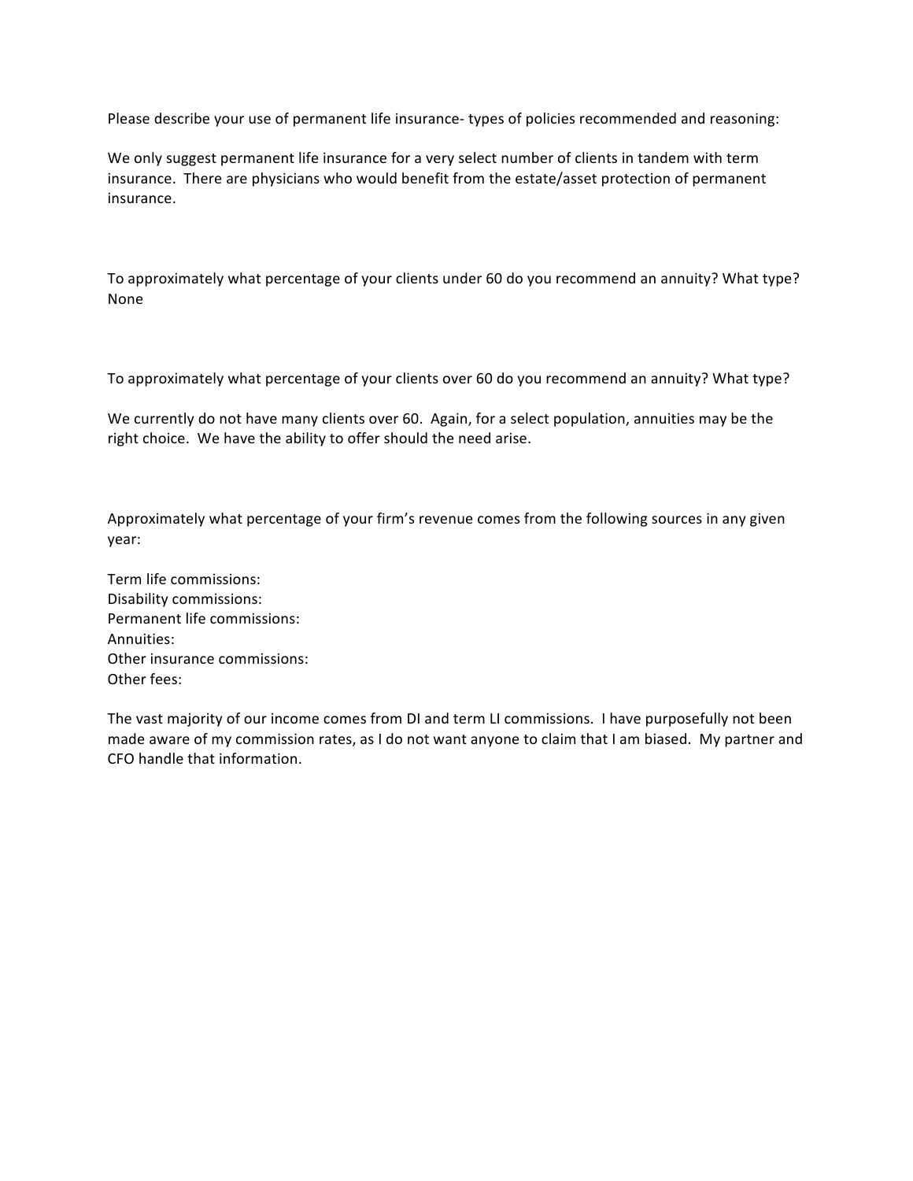Please describe your use of permanent life insurance- types of policies recommended and reasoning:

We only suggest permanent life insurance for a very select number of clients in tandem with term insurance. There are physicians who would benefit from the estate/asset protection of permanent insurance.

To approximately what percentage of your clients under 60 do you recommend an annuity? What type?
None

To approximately what percentage of your clients over 60 do you recommend an annuity? What type?

We currently do not have many clients over 60. Again, for a select population, annuities may be the right choice. We have the ability to offer should the need arise.

Approximately what percentage of your firm's revenue comes from the following sources in any given year:

Term life commissions:
Disability commissions:
Permanent life commissions:
Annuities:
Other insurance commissions:
Other fees:

The vast majority of our income comes from DI and term LI commissions. I have purposefully not been made aware of my commission rates, as I do not want anyone to claim that I am biased. My partner and CFO handle that information.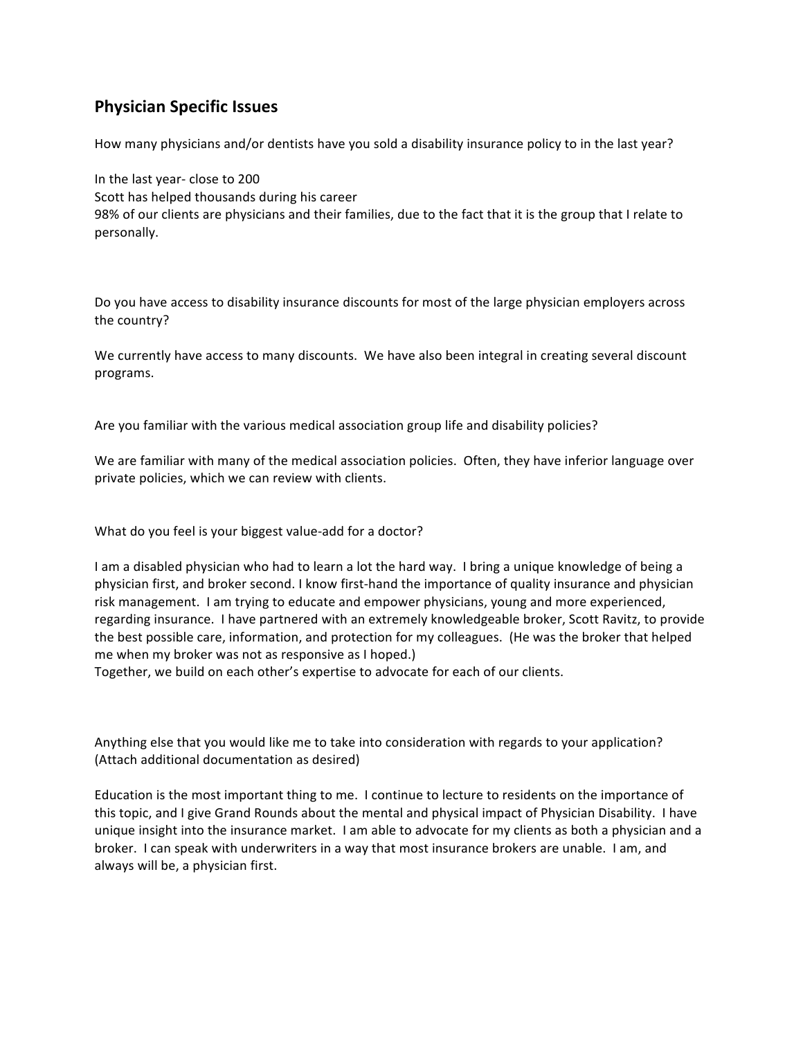## Physician Specific Issues

How many physicians and/or dentists have you sold a disability insurance policy to in the last year?

In the last year- close to 200
Scott has helped thousands during his career
98% of our clients are physicians and their families, due to the fact that it is the group that I relate to personally.

Do you have access to disability insurance discounts for most of the large physician employers across the country?

We currently have access to many discounts. We have also been integral in creating several discount programs.

Are you familiar with the various medical association group life and disability policies?

We are familiar with many of the medical association policies. Often, they have inferior language over private policies, which we can review with clients.

What do you feel is your biggest value-add for a doctor?

I am a disabled physician who had to learn a lot the hard way. I bring a unique knowledge of being a physician first, and broker second. I know first-hand the importance of quality insurance and physician risk management. I am trying to educate and empower physicians, young and more experienced, regarding insurance. I have partnered with an extremely knowledgeable broker, Scott Ravitz, to provide the best possible care, information, and protection for my colleagues. (He was the broker that helped me when my broker was not as responsive as I hoped.)
Together, we build on each other's expertise to advocate for each of our clients.

Anything else that you would like me to take into consideration with regards to your application? (Attach additional documentation as desired)

Education is the most important thing to me. I continue to lecture to residents on the importance of this topic, and I give Grand Rounds about the mental and physical impact of Physician Disability. I have unique insight into the insurance market. I am able to advocate for my clients as both a physician and a broker. I can speak with underwriters in a way that most insurance brokers are unable. I am, and always will be, a physician first.